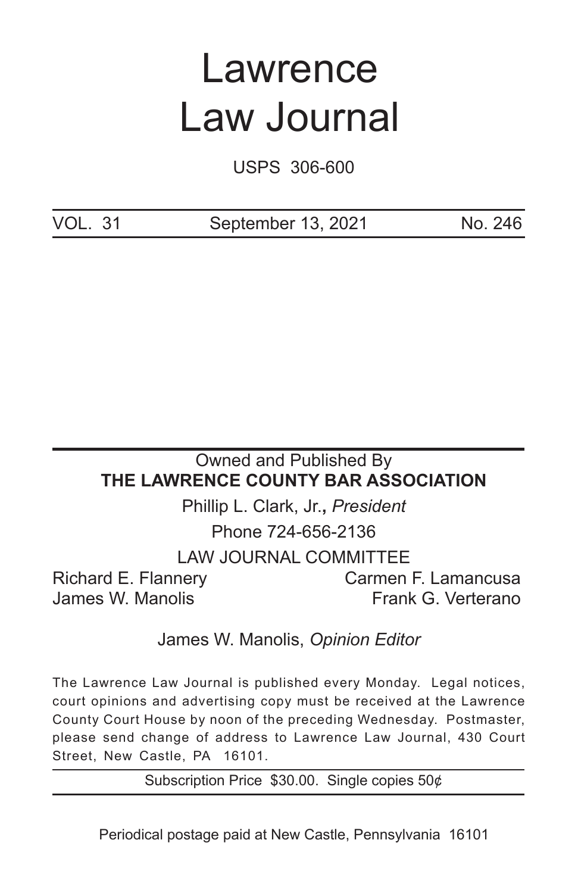# Lawrence Law Journal

USPS 306-600

| VOL. 31 | September 13, 2021 | No. 246 |
|---|---|---|

Owned and Published By

**THE LAWRENCE COUNTY BAR ASSOCIATION**

Phillip L. Clark, Jr.**,** *President*

Phone 724-656-2136

LAW JOURNAL COMMITTEE

Richard E. Flannery
Carmen F. Lamancusa
James W. Manolis
Frank G. Verterano

James W. Manolis, *Opinion Editor*

The Lawrence Law Journal is published every Monday. Legal notices, court opinions and advertising copy must be received at the Lawrence County Court House by noon of the preceding Wednesday. Postmaster, please send change of address to Lawrence Law Journal, 430 Court Street, New Castle, PA 16101.

Subscription Price $30.00. Single copies 50¢

Periodical postage paid at New Castle, Pennsylvania 16101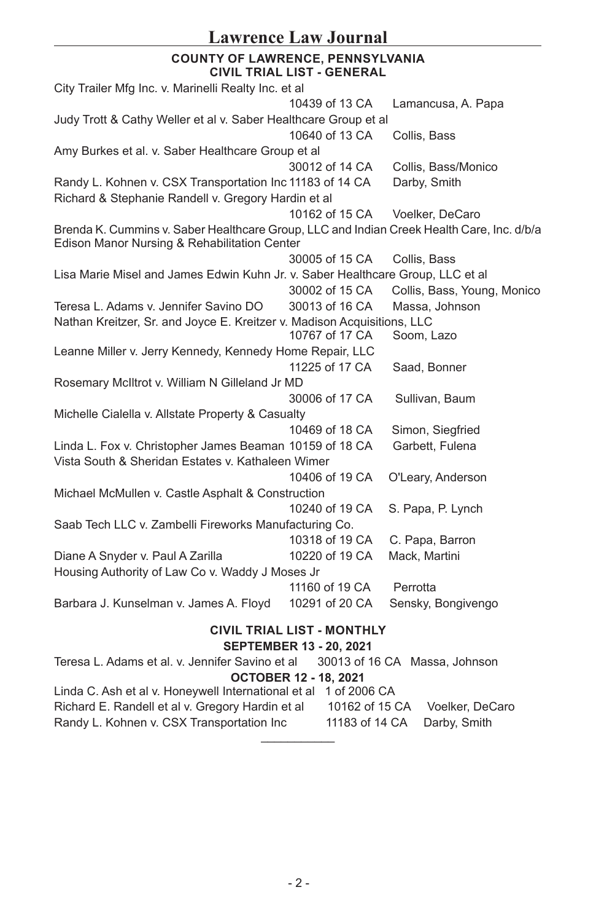**COUNTY OF LAWRENCE, PENNSYLVANIA**
**CIVIL TRIAL LIST - GENERAL**

| Case | Number | Attorneys |
|---|---|---|
| City Trailer Mfg Inc. v. Marinelli Realty Inc. et al | 10439 of 13 CA | Lamancusa, A. Papa |
| Judy Trott & Cathy Weller et al v. Saber Healthcare Group et al | 10640 of 13 CA | Collis, Bass |
| Amy Burkes et al. v. Saber Healthcare Group et al | 30012 of 14 CA | Collis, Bass/Monico |
| Randy L. Kohnen v. CSX Transportation Inc | 11183 of 14 CA | Darby, Smith |
| Richard & Stephanie Randell v. Gregory Hardin et al | 10162 of 15 CA | Voelker, DeCaro |
| Brenda K. Cummins v. Saber Healthcare Group, LLC and Indian Creek Health Care, Inc. d/b/a Edison Manor Nursing & Rehabilitation Center | 30005 of 15 CA | Collis, Bass |
| Lisa Marie Misel and James Edwin Kuhn Jr. v. Saber Healthcare Group, LLC et al | 30002 of 15 CA | Collis, Bass, Young, Monico |
| Teresa L. Adams v. Jennifer Savino DO | 30013 of 16 CA | Massa, Johnson |
| Nathan Kreitzer, Sr. and Joyce E. Kreitzer v. Madison Acquisitions, LLC | 10767 of 17 CA | Soom, Lazo |
| Leanne Miller v. Jerry Kennedy, Kennedy Home Repair, LLC | 11225 of 17 CA | Saad, Bonner |
| Rosemary McIltrot v. William N Gilleland Jr MD | 30006 of 17 CA | Sullivan, Baum |
| Michelle Cialella v. Allstate Property & Casualty | 10469 of 18 CA | Simon, Siegfried |
| Linda L. Fox v. Christopher James Beaman | 10159 of 18 CA | Garbett, Fulena |
| Vista South & Sheridan Estates v. Kathaleen Wimer | 10406 of 19 CA | O'Leary, Anderson |
| Michael McMullen v. Castle Asphalt & Construction | 10240 of 19 CA | S. Papa, P. Lynch |
| Saab Tech LLC v. Zambelli Fireworks Manufacturing Co. | 10318 of 19 CA | C. Papa, Barron |
| Diane A Snyder v. Paul A Zarilla | 10220 of 19 CA | Mack, Martini |
| Housing Authority of Law Co v. Waddy J Moses Jr | 11160 of 19 CA | Perrotta |
| Barbara J. Kunselman v. James A. Floyd | 10291 of 20 CA | Sensky, Bongivengo |

**CIVIL TRIAL LIST - MONTHLY**

**SEPTEMBER 13 - 20, 2021**

| Case | Number | Attorneys |
|---|---|---|
| Teresa L. Adams et al. v. Jennifer Savino et al | 30013 of 16 CA | Massa, Johnson |

**OCTOBER 12 - 18, 2021**

| Case | Number | Attorneys |
|---|---|---|
| Linda C. Ash et al v. Honeywell International et al | 1 of 2006 CA | |
| Richard E. Randell et al v. Gregory Hardin et al | 10162 of 15 CA | Voelker, DeCaro |
| Randy L. Kohnen v. CSX Transportation Inc | 11183 of 14 CA | Darby, Smith |

___________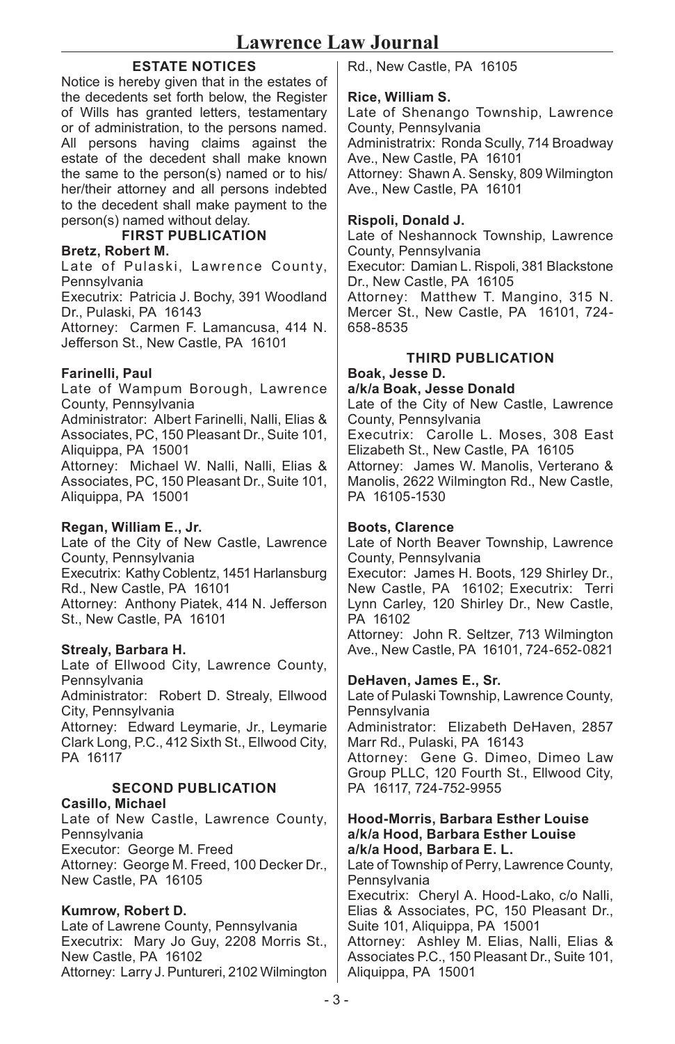## ESTATE NOTICES

Notice is hereby given that in the estates of the decedents set forth below, the Register of Wills has granted letters, testamentary or of administration, to the persons named. All persons having claims against the estate of the decedent shall make known the same to the person(s) named or to his/her/their attorney and all persons indebted to the decedent shall make payment to the person(s) named without delay.

### FIRST PUBLICATION

**Bretz, Robert M.**
Late of Pulaski, Lawrence County, Pennsylvania
Executrix: Patricia J. Bochy, 391 Woodland Dr., Pulaski, PA 16143
Attorney: Carmen F. Lamancusa, 414 N. Jefferson St., New Castle, PA 16101

**Farinelli, Paul**
Late of Wampum Borough, Lawrence County, Pennsylvania
Administrator: Albert Farinelli, Nalli, Elias & Associates, PC, 150 Pleasant Dr., Suite 101, Aliquippa, PA 15001
Attorney: Michael W. Nalli, Nalli, Elias & Associates, PC, 150 Pleasant Dr., Suite 101, Aliquippa, PA 15001

**Regan, William E., Jr.**
Late of the City of New Castle, Lawrence County, Pennsylvania
Executrix: Kathy Coblentz, 1451 Harlansburg Rd., New Castle, PA 16101
Attorney: Anthony Piatek, 414 N. Jefferson St., New Castle, PA 16101

**Strealy, Barbara H.**
Late of Ellwood City, Lawrence County, Pennsylvania
Administrator: Robert D. Strealy, Ellwood City, Pennsylvania
Attorney: Edward Leymarie, Jr., Leymarie Clark Long, P.C., 412 Sixth St., Ellwood City, PA 16117

### SECOND PUBLICATION

**Casillo, Michael**
Late of New Castle, Lawrence County, Pennsylvania
Executor: George M. Freed
Attorney: George M. Freed, 100 Decker Dr., New Castle, PA 16105

**Kumrow, Robert D.**
Late of Lawrene County, Pennsylvania
Executrix: Mary Jo Guy, 2208 Morris St., New Castle, PA 16102
Attorney: Larry J. Puntureri, 2102 Wilmington Rd., New Castle, PA 16105

**Rice, William S.**
Late of Shenango Township, Lawrence County, Pennsylvania
Administratrix: Ronda Scully, 714 Broadway Ave., New Castle, PA 16101
Attorney: Shawn A. Sensky, 809 Wilmington Ave., New Castle, PA 16101

**Rispoli, Donald J.**
Late of Neshannock Township, Lawrence County, Pennsylvania
Executor: Damian L. Rispoli, 381 Blackstone Dr., New Castle, PA 16105
Attorney: Matthew T. Mangino, 315 N. Mercer St., New Castle, PA 16101, 724-658-8535

### THIRD PUBLICATION

**Boak, Jesse D.**
**a/k/a Boak, Jesse Donald**
Late of the City of New Castle, Lawrence County, Pennsylvania
Executrix: Carolle L. Moses, 308 East Elizabeth St., New Castle, PA 16105
Attorney: James W. Manolis, Verterano & Manolis, 2622 Wilmington Rd., New Castle, PA 16105-1530

**Boots, Clarence**
Late of North Beaver Township, Lawrence County, Pennsylvania
Executor: James H. Boots, 129 Shirley Dr., New Castle, PA 16102; Executrix: Terri Lynn Carley, 120 Shirley Dr., New Castle, PA 16102
Attorney: John R. Seltzer, 713 Wilmington Ave., New Castle, PA 16101, 724-652-0821

**DeHaven, James E., Sr.**
Late of Pulaski Township, Lawrence County, Pennsylvania
Administrator: Elizabeth DeHaven, 2857 Marr Rd., Pulaski, PA 16143
Attorney: Gene G. Dimeo, Dimeo Law Group PLLC, 120 Fourth St., Ellwood City, PA 16117, 724-752-9955

**Hood-Morris, Barbara Esther Louise**
**a/k/a Hood, Barbara Esther Louise**
**a/k/a Hood, Barbara E. L.**
Late of Township of Perry, Lawrence County, Pennsylvania
Executrix: Cheryl A. Hood-Lako, c/o Nalli, Elias & Associates, PC, 150 Pleasant Dr., Suite 101, Aliquippa, PA 15001
Attorney: Ashley M. Elias, Nalli, Elias & Associates P.C., 150 Pleasant Dr., Suite 101, Aliquippa, PA 15001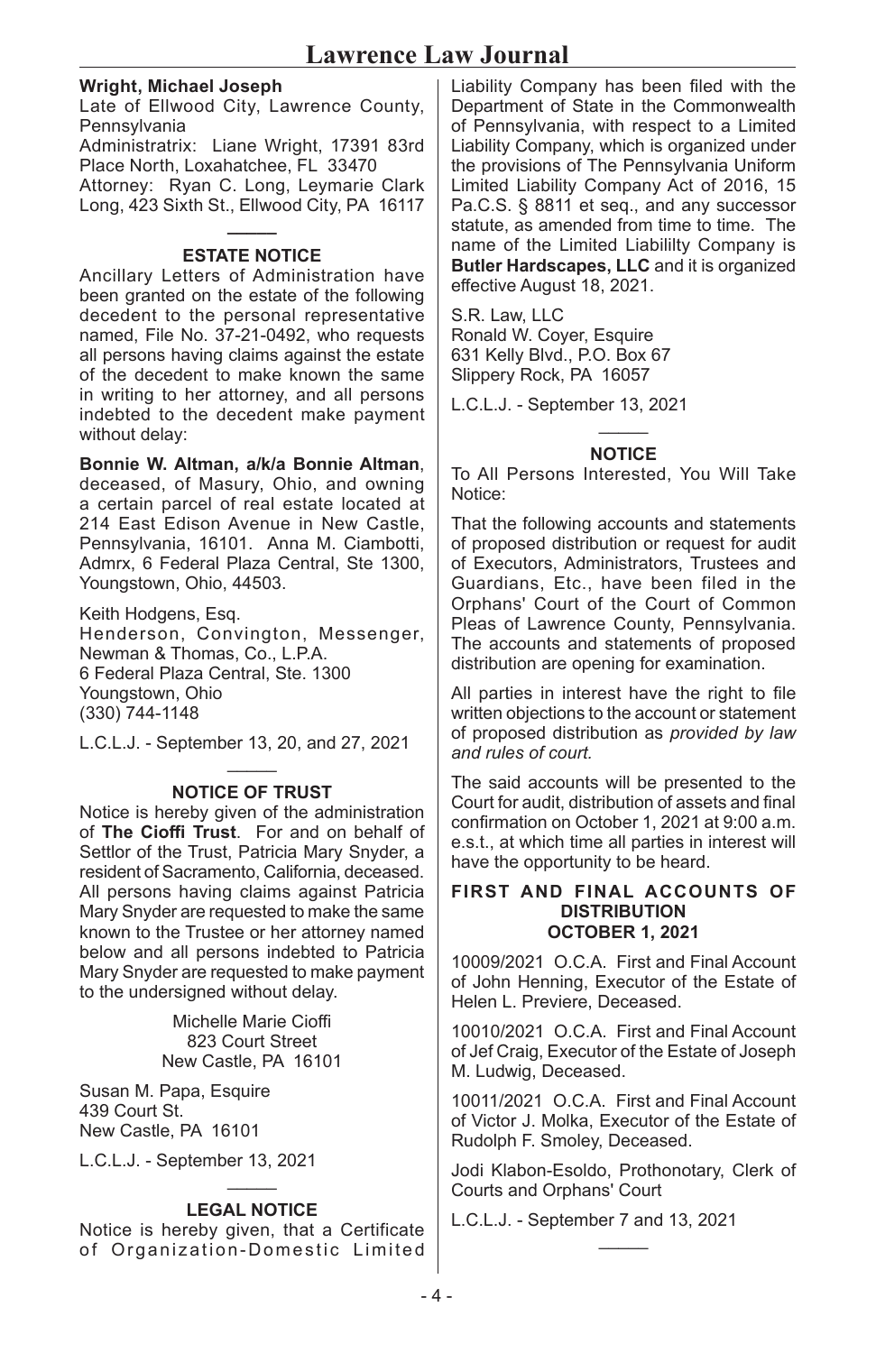**Wright, Michael Joseph**
Late of Ellwood City, Lawrence County, Pennsylvania
Administratrix: Liane Wright, 17391 83rd Place North, Loxahatchee, FL 33470
Attorney: Ryan C. Long, Leymarie Clark Long, 423 Sixth St., Ellwood City, PA 16117

---

### ESTATE NOTICE

Ancillary Letters of Administration have been granted on the estate of the following decedent to the personal representative named, File No. 37-21-0492, who requests all persons having claims against the estate of the decedent to make known the same in writing to her attorney, and all persons indebted to the decedent make payment without delay:

**Bonnie W. Altman, a/k/a Bonnie Altman**, deceased, of Masury, Ohio, and owning a certain parcel of real estate located at 214 East Edison Avenue in New Castle, Pennsylvania, 16101. Anna M. Ciambotti, Admrx, 6 Federal Plaza Central, Ste 1300, Youngstown, Ohio, 44503.

Keith Hodgens, Esq.
Henderson, Convington, Messenger, Newman & Thomas, Co., L.P.A.
6 Federal Plaza Central, Ste. 1300
Youngstown, Ohio
(330) 744-1148

L.C.L.J. - September 13, 20, and 27, 2021

---

### NOTICE OF TRUST

Notice is hereby given of the administration of **The Cioffi Trust**. For and on behalf of Settlor of the Trust, Patricia Mary Snyder, a resident of Sacramento, California, deceased. All persons having claims against Patricia Mary Snyder are requested to make the same known to the Trustee or her attorney named below and all persons indebted to Patricia Mary Snyder are requested to make payment to the undersigned without delay.

Michelle Marie Cioffi
823 Court Street
New Castle, PA 16101

Susan M. Papa, Esquire
439 Court St.
New Castle, PA 16101

L.C.L.J. - September 13, 2021

---

### LEGAL NOTICE

Notice is hereby given, that a Certificate of Organization-Domestic Limited Liability Company has been filed with the Department of State in the Commonwealth of Pennsylvania, with respect to a Limited Liability Company, which is organized under the provisions of The Pennsylvania Uniform Limited Liability Company Act of 2016, 15 Pa.C.S. § 8811 et seq., and any successor statute, as amended from time to time. The name of the Limited Liabililty Company is **Butler Hardscapes, LLC** and it is organized effective August 18, 2021.

S.R. Law, LLC
Ronald W. Coyer, Esquire
631 Kelly Blvd., P.O. Box 67
Slippery Rock, PA 16057

L.C.L.J. - September 13, 2021

---

### NOTICE

To All Persons Interested, You Will Take Notice:

That the following accounts and statements of proposed distribution or request for audit of Executors, Administrators, Trustees and Guardians, Etc., have been filed in the Orphans' Court of the Court of Common Pleas of Lawrence County, Pennsylvania. The accounts and statements of proposed distribution are opening for examination.

All parties in interest have the right to file written objections to the account or statement of proposed distribution as *provided by law and rules of court.*

The said accounts will be presented to the Court for audit, distribution of assets and final confirmation on October 1, 2021 at 9:00 a.m. e.s.t., at which time all parties in interest will have the opportunity to be heard.

#### FIRST AND FINAL ACCOUNTS OF DISTRIBUTION OCTOBER 1, 2021

10009/2021 O.C.A. First and Final Account of John Henning, Executor of the Estate of Helen L. Previere, Deceased.

10010/2021 O.C.A. First and Final Account of Jef Craig, Executor of the Estate of Joseph M. Ludwig, Deceased.

10011/2021 O.C.A. First and Final Account of Victor J. Molka, Executor of the Estate of Rudolph F. Smoley, Deceased.

Jodi Klabon-Esoldo, Prothonotary, Clerk of Courts and Orphans' Court

L.C.L.J. - September 7 and 13, 2021

---